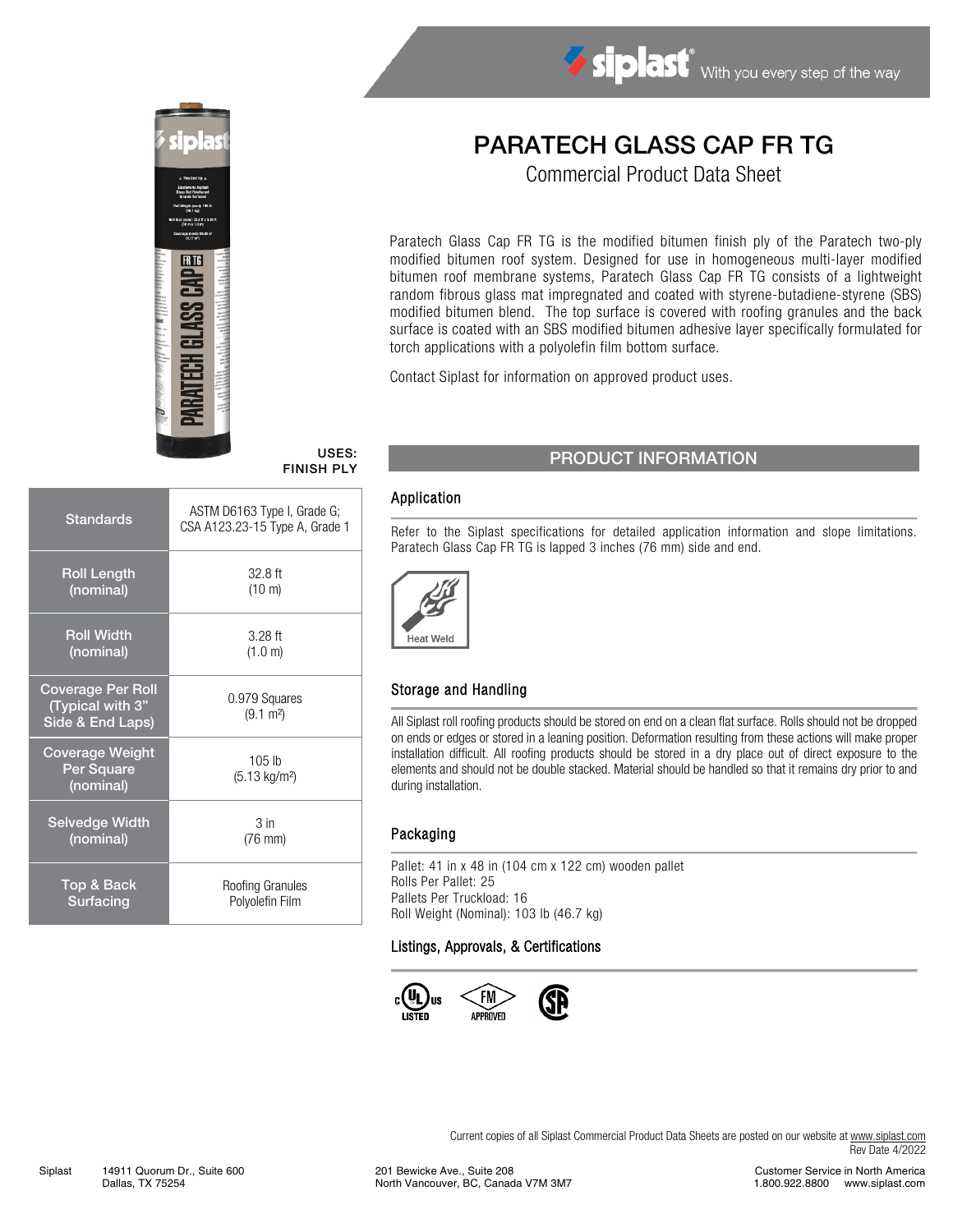# PARATECH GLASS CAP FR TG

Commercial Product Data Sheet

Paratech Glass Cap FR TG is the modified bitumen finish ply of the Paratech two-ply modified bitumen roof system. Designed for use in homogeneous multi-layer modified bitumen roof membrane systems, Paratech Glass Cap FR TG consists of a lightweight random fibrous glass mat impregnated and coated with styrene-butadiene-styrene (SBS) modified bitumen blend. The top surface is covered with roofing granules and the back surface is coated with an SBS modified bitumen adhesive layer specifically formulated for torch applications with a polyolefin film bottom surface.

Contact Siplast for information on approved product uses.

**USES:**
**FINISH PLY**

| | |
|---|---|
| Standards | ASTM D6163 Type I, Grade G; CSA A123.23-15 Type A, Grade 1 |
| Roll Length (nominal) | 32.8 ft (10 m) |
| Roll Width (nominal) | 3.28 ft (1.0 m) |
| Coverage Per Roll (Typical with 3" Side & End Laps) | 0.979 Squares (9.1 m²) |
| Coverage Weight Per Square (nominal) | 105 lb (5.13 kg/m²) |
| Selvedge Width (nominal) | 3 in (76 mm) |
| Top & Back Surfacing | Roofing Granules Polyolefin Film |

## PRODUCT INFORMATION

### Application

Refer to the Siplast specifications for detailed application information and slope limitations. Paratech Glass Cap FR TG is lapped 3 inches (76 mm) side and end.

Heat Weld

### Storage and Handling

All Siplast roll roofing products should be stored on end on a clean flat surface. Rolls should not be dropped on ends or edges or stored in a leaning position. Deformation resulting from these actions will make proper installation difficult. All roofing products should be stored in a dry place out of direct exposure to the elements and should not be double stacked. Material should be handled so that it remains dry prior to and during installation.

### Packaging

Pallet: 41 in x 48 in (104 cm x 122 cm) wooden pallet
Rolls Per Pallet: 25
Pallets Per Truckload: 16
Roll Weight (Nominal): 103 lb (46.7 kg)

### Listings, Approvals, & Certifications

c UL us LISTED · FM APPROVED · SF

Current copies of all Siplast Commercial Product Data Sheets are posted on our website at www.siplast.com
Rev Date 4/2022

Siplast 14911 Quorum Dr., Suite 600, Dallas, TX 75254 | 201 Bewicke Ave., Suite 208, North Vancouver, BC, Canada V7M 3M7 | Customer Service in North America 1.800.922.8800 www.siplast.com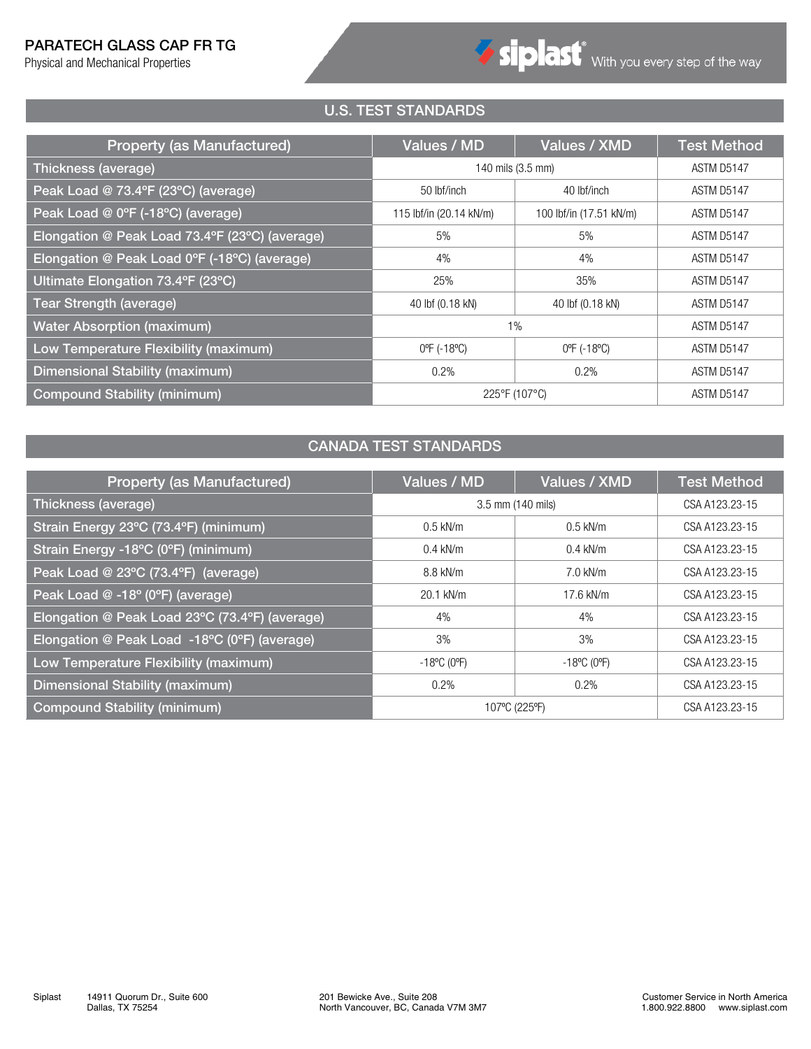# PARATECH GLASS CAP FR TG

Physical and Mechanical Properties

## U.S. TEST STANDARDS

| Property (as Manufactured) | Values / MD | Values / XMD | Test Method |
|---|---|---|---|
| Thickness (average) | 140 mils (3.5 mm) | | ASTM D5147 |
| Peak Load @ 73.4ºF (23ºC) (average) | 50 lbf/inch | 40 lbf/inch | ASTM D5147 |
| Peak Load @ 0ºF (-18ºC) (average) | 115 lbf/in (20.14 kN/m) | 100 lbf/in (17.51 kN/m) | ASTM D5147 |
| Elongation @ Peak Load 73.4ºF (23ºC) (average) | 5% | 5% | ASTM D5147 |
| Elongation @ Peak Load 0ºF (-18ºC) (average) | 4% | 4% | ASTM D5147 |
| Ultimate Elongation 73.4ºF (23ºC) | 25% | 35% | ASTM D5147 |
| Tear Strength (average) | 40 lbf (0.18 kN) | 40 lbf (0.18 kN) | ASTM D5147 |
| Water Absorption (maximum) | 1% | | ASTM D5147 |
| Low Temperature Flexibility (maximum) | 0ºF (-18ºC) | 0ºF (-18ºC) | ASTM D5147 |
| Dimensional Stability (maximum) | 0.2% | 0.2% | ASTM D5147 |
| Compound Stability (minimum) | 225°F (107°C) | | ASTM D5147 |

## CANADA TEST STANDARDS

| Property (as Manufactured) | Values / MD | Values / XMD | Test Method |
|---|---|---|---|
| Thickness (average) | 3.5 mm (140 mils) | | CSA A123.23-15 |
| Strain Energy 23ºC (73.4ºF) (minimum) | 0.5 kN/m | 0.5 kN/m | CSA A123.23-15 |
| Strain Energy -18ºC (0ºF) (minimum) | 0.4 kN/m | 0.4 kN/m | CSA A123.23-15 |
| Peak Load @ 23ºC (73.4ºF) (average) | 8.8 kN/m | 7.0 kN/m | CSA A123.23-15 |
| Peak Load @ -18º (0ºF) (average) | 20.1 kN/m | 17.6 kN/m | CSA A123.23-15 |
| Elongation @ Peak Load 23ºC (73.4ºF) (average) | 4% | 4% | CSA A123.23-15 |
| Elongation @ Peak Load -18ºC (0ºF) (average) | 3% | 3% | CSA A123.23-15 |
| Low Temperature Flexibility (maximum) | -18ºC (0ºF) | -18ºC (0ºF) | CSA A123.23-15 |
| Dimensional Stability (maximum) | 0.2% | 0.2% | CSA A123.23-15 |
| Compound Stability (minimum) | 107ºC (225ºF) | | CSA A123.23-15 |